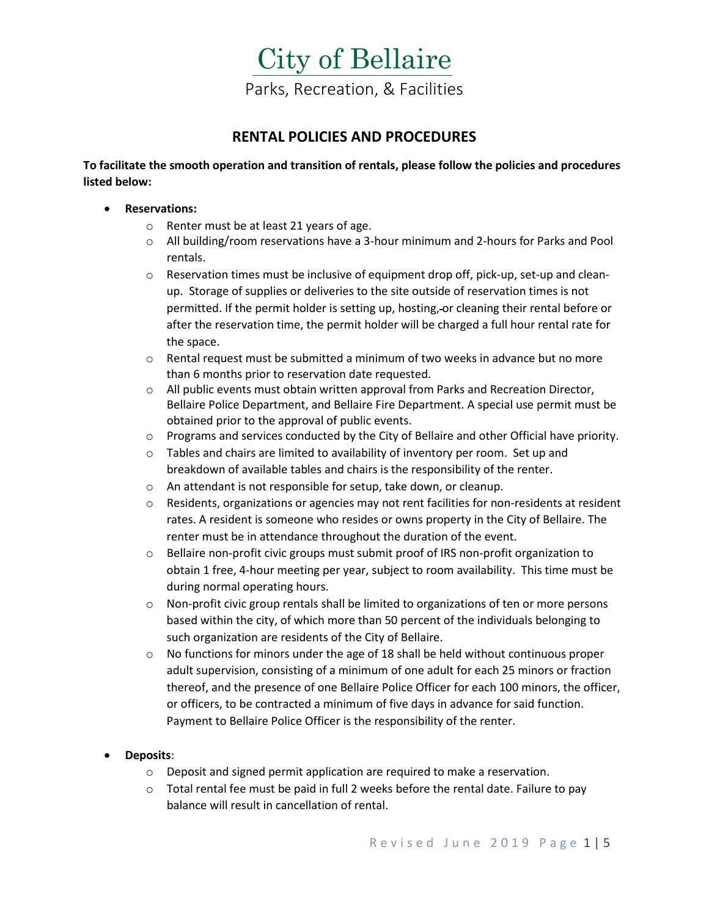# City of Bellaire

Parks, Recreation, & Facilities

## RENTAL POLICIES AND PROCEDURES

**To facilitate the smooth operation and transition of rentals, please follow the policies and procedures listed below:**

- **Reservations:**
  - Renter must be at least 21 years of age.
  - All building/room reservations have a 3-hour minimum and 2-hours for Parks and Pool rentals.
  - Reservation times must be inclusive of equipment drop off, pick-up, set-up and clean-up. Storage of supplies or deliveries to the site outside of reservation times is not permitted. If the permit holder is setting up, hosting, or cleaning their rental before or after the reservation time, the permit holder will be charged a full hour rental rate for the space.
  - Rental request must be submitted a minimum of two weeks in advance but no more than 6 months prior to reservation date requested.
  - All public events must obtain written approval from Parks and Recreation Director, Bellaire Police Department, and Bellaire Fire Department. A special use permit must be obtained prior to the approval of public events.
  - Programs and services conducted by the City of Bellaire and other Official have priority.
  - Tables and chairs are limited to availability of inventory per room. Set up and breakdown of available tables and chairs is the responsibility of the renter.
  - An attendant is not responsible for setup, take down, or cleanup.
  - Residents, organizations or agencies may not rent facilities for non-residents at resident rates. A resident is someone who resides or owns property in the City of Bellaire. The renter must be in attendance throughout the duration of the event.
  - Bellaire non-profit civic groups must submit proof of IRS non-profit organization to obtain 1 free, 4-hour meeting per year, subject to room availability. This time must be during normal operating hours.
  - Non-profit civic group rentals shall be limited to organizations of ten or more persons based within the city, of which more than 50 percent of the individuals belonging to such organization are residents of the City of Bellaire.
  - No functions for minors under the age of 18 shall be held without continuous proper adult supervision, consisting of a minimum of one adult for each 25 minors or fraction thereof, and the presence of one Bellaire Police Officer for each 100 minors, the officer, or officers, to be contracted a minimum of five days in advance for said function. Payment to Bellaire Police Officer is the responsibility of the renter.

- **Deposits**:
  - Deposit and signed permit application are required to make a reservation.
  - Total rental fee must be paid in full 2 weeks before the rental date. Failure to pay balance will result in cancellation of rental.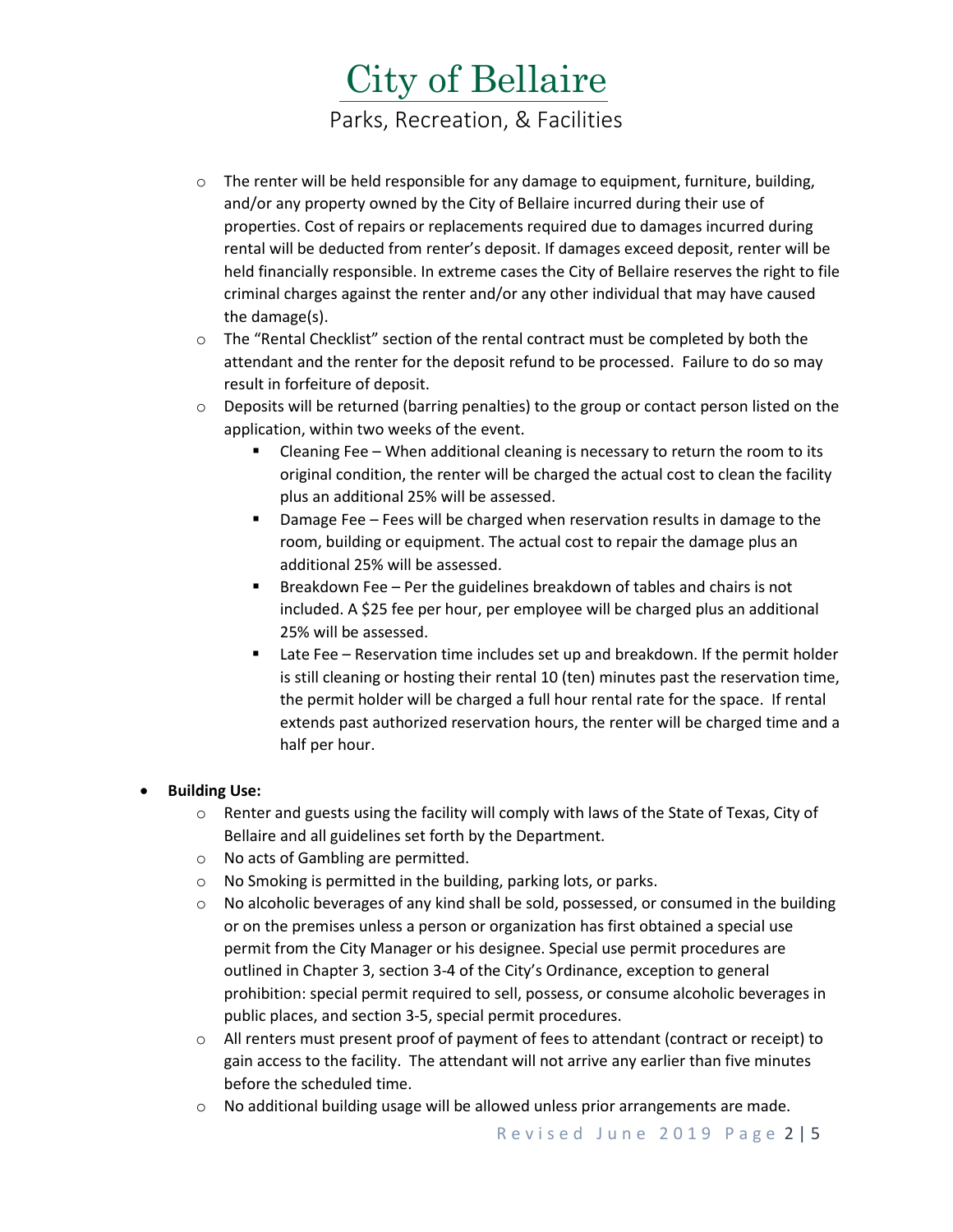- The renter will be held responsible for any damage to equipment, furniture, building, and/or any property owned by the City of Bellaire incurred during their use of properties. Cost of repairs or replacements required due to damages incurred during rental will be deducted from renter's deposit. If damages exceed deposit, renter will be held financially responsible. In extreme cases the City of Bellaire reserves the right to file criminal charges against the renter and/or any other individual that may have caused the damage(s).
- The "Rental Checklist" section of the rental contract must be completed by both the attendant and the renter for the deposit refund to be processed. Failure to do so may result in forfeiture of deposit.
- Deposits will be returned (barring penalties) to the group or contact person listed on the application, within two weeks of the event.
  - Cleaning Fee – When additional cleaning is necessary to return the room to its original condition, the renter will be charged the actual cost to clean the facility plus an additional 25% will be assessed.
  - Damage Fee – Fees will be charged when reservation results in damage to the room, building or equipment. The actual cost to repair the damage plus an additional 25% will be assessed.
  - Breakdown Fee – Per the guidelines breakdown of tables and chairs is not included. A $25 fee per hour, per employee will be charged plus an additional 25% will be assessed.
  - Late Fee – Reservation time includes set up and breakdown. If the permit holder is still cleaning or hosting their rental 10 (ten) minutes past the reservation time, the permit holder will be charged a full hour rental rate for the space. If rental extends past authorized reservation hours, the renter will be charged time and a half per hour.

- **Building Use:**
  - Renter and guests using the facility will comply with laws of the State of Texas, City of Bellaire and all guidelines set forth by the Department.
  - No acts of Gambling are permitted.
  - No Smoking is permitted in the building, parking lots, or parks.
  - No alcoholic beverages of any kind shall be sold, possessed, or consumed in the building or on the premises unless a person or organization has first obtained a special use permit from the City Manager or his designee. Special use permit procedures are outlined in Chapter 3, section 3-4 of the City's Ordinance, exception to general prohibition: special permit required to sell, possess, or consume alcoholic beverages in public places, and section 3-5, special permit procedures.
  - All renters must present proof of payment of fees to attendant (contract or receipt) to gain access to the facility. The attendant will not arrive any earlier than five minutes before the scheduled time.
  - No additional building usage will be allowed unless prior arrangements are made.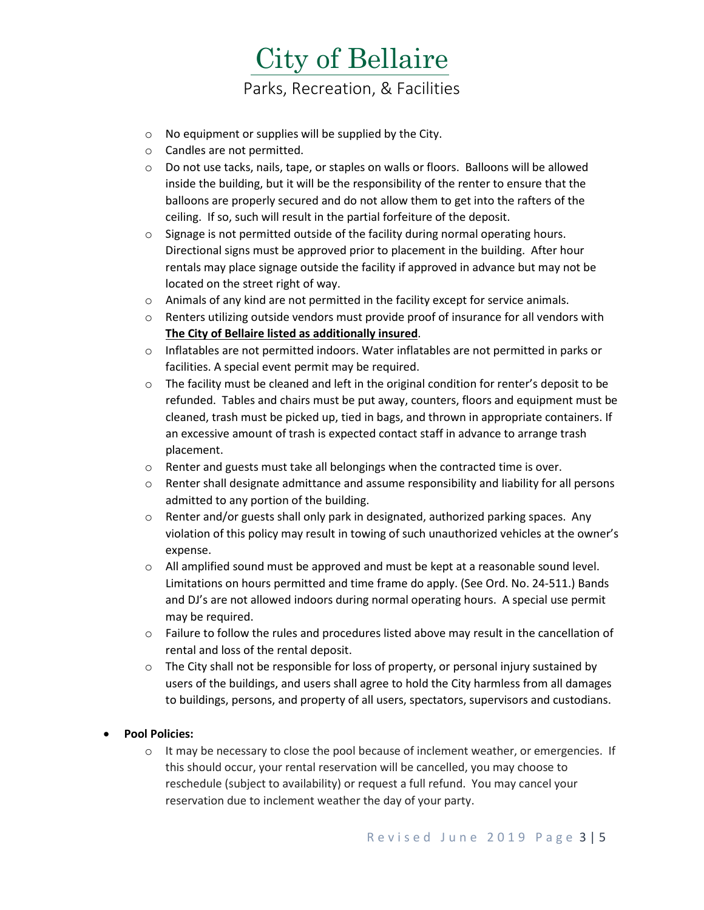- No equipment or supplies will be supplied by the City.
- Candles are not permitted.
- Do not use tacks, nails, tape, or staples on walls or floors. Balloons will be allowed inside the building, but it will be the responsibility of the renter to ensure that the balloons are properly secured and do not allow them to get into the rafters of the ceiling. If so, such will result in the partial forfeiture of the deposit.
- Signage is not permitted outside of the facility during normal operating hours. Directional signs must be approved prior to placement in the building. After hour rentals may place signage outside the facility if approved in advance but may not be located on the street right of way.
- Animals of any kind are not permitted in the facility except for service animals.
- Renters utilizing outside vendors must provide proof of insurance for all vendors with **The City of Bellaire listed as additionally insured**.
- Inflatables are not permitted indoors. Water inflatables are not permitted in parks or facilities. A special event permit may be required.
- The facility must be cleaned and left in the original condition for renter's deposit to be refunded. Tables and chairs must be put away, counters, floors and equipment must be cleaned, trash must be picked up, tied in bags, and thrown in appropriate containers. If an excessive amount of trash is expected contact staff in advance to arrange trash placement.
- Renter and guests must take all belongings when the contracted time is over.
- Renter shall designate admittance and assume responsibility and liability for all persons admitted to any portion of the building.
- Renter and/or guests shall only park in designated, authorized parking spaces. Any violation of this policy may result in towing of such unauthorized vehicles at the owner's expense.
- All amplified sound must be approved and must be kept at a reasonable sound level. Limitations on hours permitted and time frame do apply. (See Ord. No. 24-511.) Bands and DJ's are not allowed indoors during normal operating hours. A special use permit may be required.
- Failure to follow the rules and procedures listed above may result in the cancellation of rental and loss of the rental deposit.
- The City shall not be responsible for loss of property, or personal injury sustained by users of the buildings, and users shall agree to hold the City harmless from all damages to buildings, persons, and property of all users, spectators, supervisors and custodians.

- **Pool Policies:**
  - It may be necessary to close the pool because of inclement weather, or emergencies. If this should occur, your rental reservation will be cancelled, you may choose to reschedule (subject to availability) or request a full refund. You may cancel your reservation due to inclement weather the day of your party.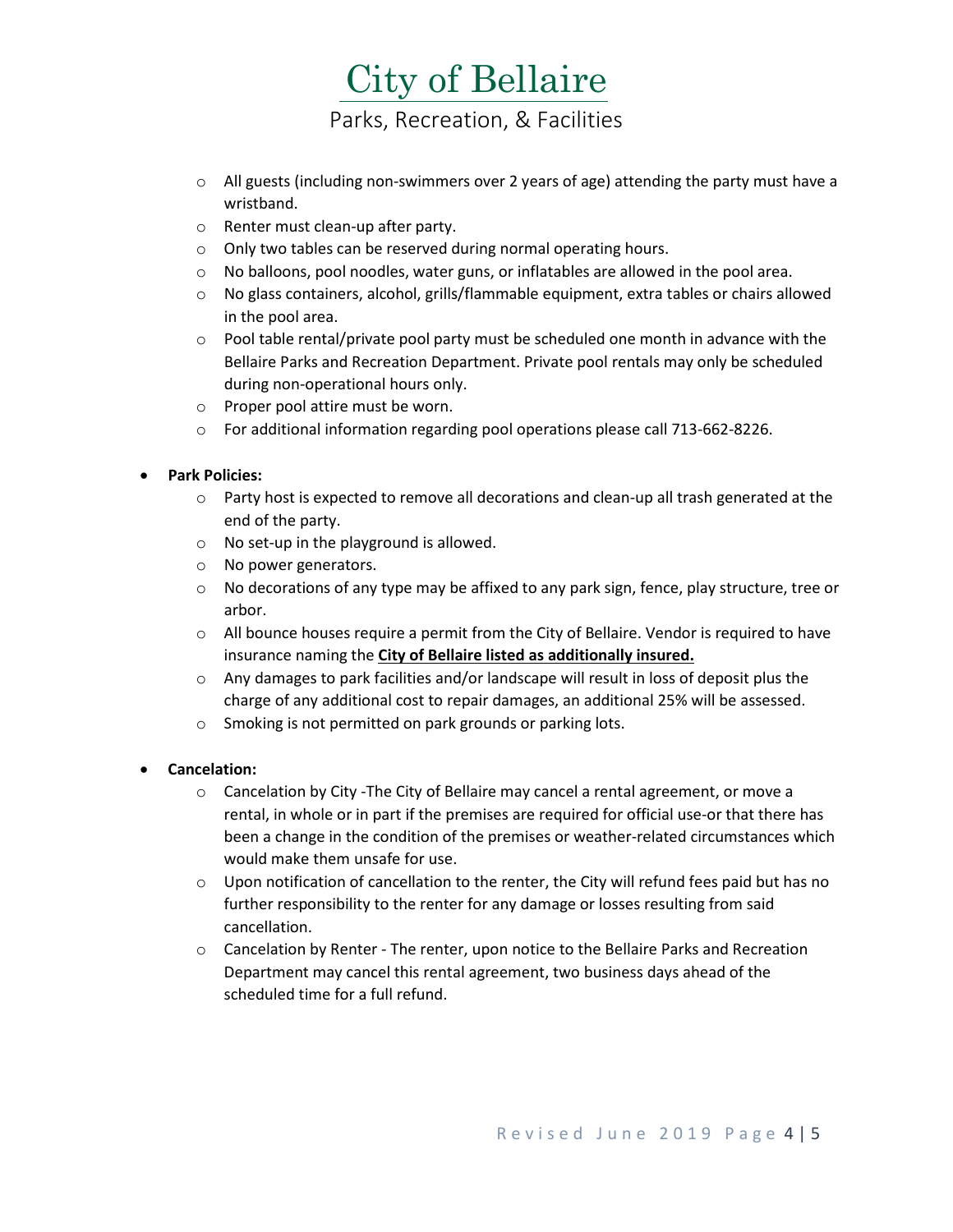- All guests (including non-swimmers over 2 years of age) attending the party must have a wristband.
- Renter must clean-up after party.
- Only two tables can be reserved during normal operating hours.
- No balloons, pool noodles, water guns, or inflatables are allowed in the pool area.
- No glass containers, alcohol, grills/flammable equipment, extra tables or chairs allowed in the pool area.
- Pool table rental/private pool party must be scheduled one month in advance with the Bellaire Parks and Recreation Department. Private pool rentals may only be scheduled during non-operational hours only.
- Proper pool attire must be worn.
- For additional information regarding pool operations please call 713-662-8226.

- **Park Policies:**
  - Party host is expected to remove all decorations and clean-up all trash generated at the end of the party.
  - No set-up in the playground is allowed.
  - No power generators.
  - No decorations of any type may be affixed to any park sign, fence, play structure, tree or arbor.
  - All bounce houses require a permit from the City of Bellaire. Vendor is required to have insurance naming the **City of Bellaire listed as additionally insured.**
  - Any damages to park facilities and/or landscape will result in loss of deposit plus the charge of any additional cost to repair damages, an additional 25% will be assessed.
  - Smoking is not permitted on park grounds or parking lots.

- **Cancelation:**
  - Cancelation by City -The City of Bellaire may cancel a rental agreement, or move a rental, in whole or in part if the premises are required for official use-or that there has been a change in the condition of the premises or weather-related circumstances which would make them unsafe for use.
  - Upon notification of cancellation to the renter, the City will refund fees paid but has no further responsibility to the renter for any damage or losses resulting from said cancellation.
  - Cancelation by Renter - The renter, upon notice to the Bellaire Parks and Recreation Department may cancel this rental agreement, two business days ahead of the scheduled time for a full refund.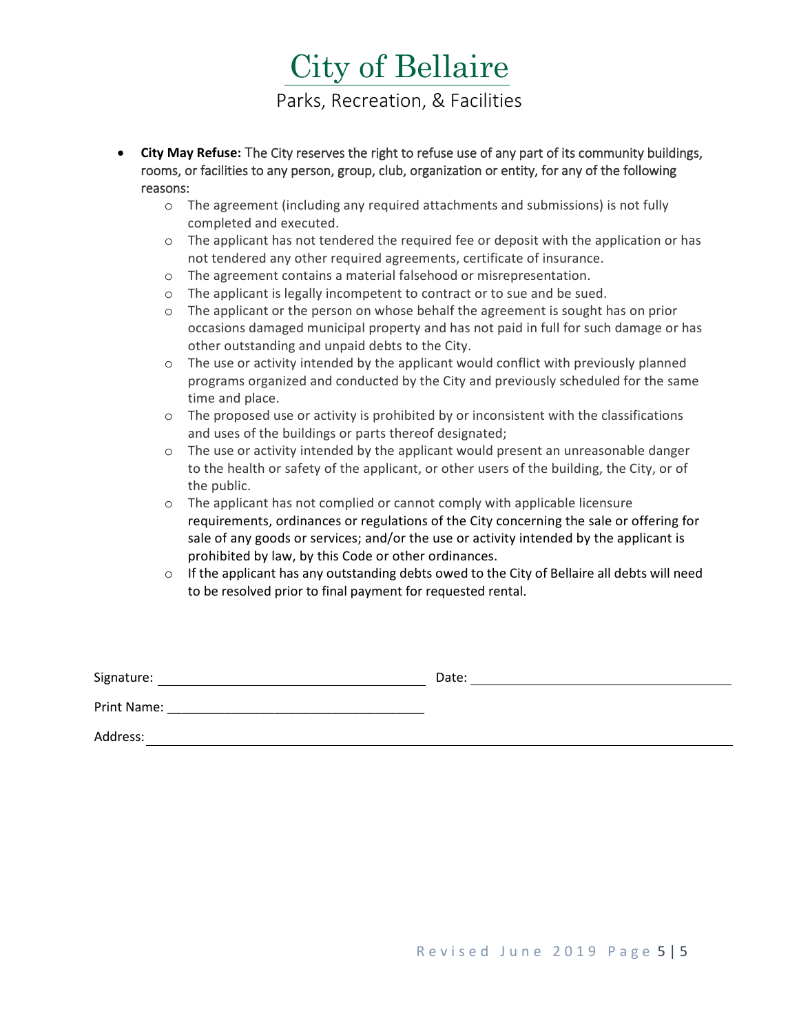# City of Bellaire

Parks, Recreation, & Facilities

- **City May Refuse:** The City reserves the right to refuse use of any part of its community buildings, rooms, or facilities to any person, group, club, organization or entity, for any of the following reasons:
  - The agreement (including any required attachments and submissions) is not fully completed and executed.
  - The applicant has not tendered the required fee or deposit with the application or has not tendered any other required agreements, certificate of insurance.
  - The agreement contains a material falsehood or misrepresentation.
  - The applicant is legally incompetent to contract or to sue and be sued.
  - The applicant or the person on whose behalf the agreement is sought has on prior occasions damaged municipal property and has not paid in full for such damage or has other outstanding and unpaid debts to the City.
  - The use or activity intended by the applicant would conflict with previously planned programs organized and conducted by the City and previously scheduled for the same time and place.
  - The proposed use or activity is prohibited by or inconsistent with the classifications and uses of the buildings or parts thereof designated;
  - The use or activity intended by the applicant would present an unreasonable danger to the health or safety of the applicant, or other users of the building, the City, or of the public.
  - The applicant has not complied or cannot comply with applicable licensure requirements, ordinances or regulations of the City concerning the sale or offering for sale of any goods or services; and/or the use or activity intended by the applicant is prohibited by law, by this Code or other ordinances.
  - If the applicant has any outstanding debts owed to the City of Bellaire all debts will need to be resolved prior to final payment for requested rental.

Signature: ____________________________________ Date: ____________________________________

Print Name: ____________________________________

Address: ________________________________________________________________________________

Revised June 2019